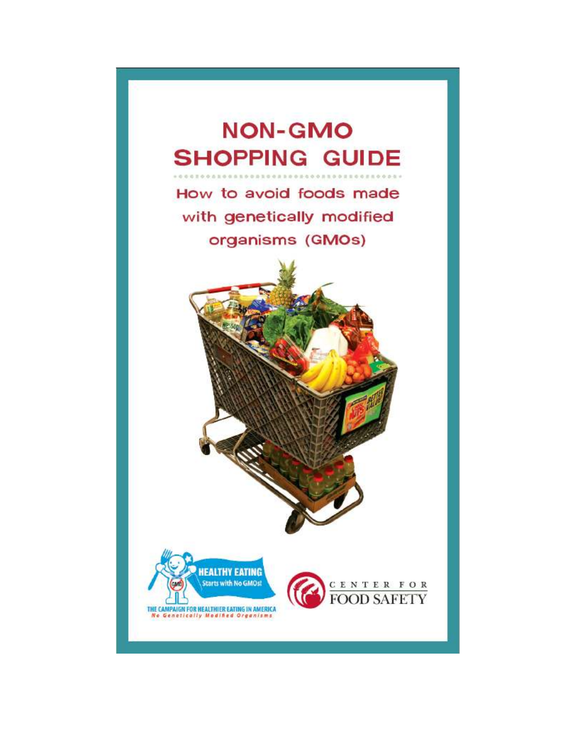# NON-GMO SHOPPING GUIDE

## How to avoid foods made with genetically modified organisms (GMOs)

HEALTHY EATING Starts with No GMOs!

THE CAMPAIGN FOR HEALTHIER EATING IN AMERICA
*No Genetically Modified Organisms*

CENTER FOR FOOD SAFETY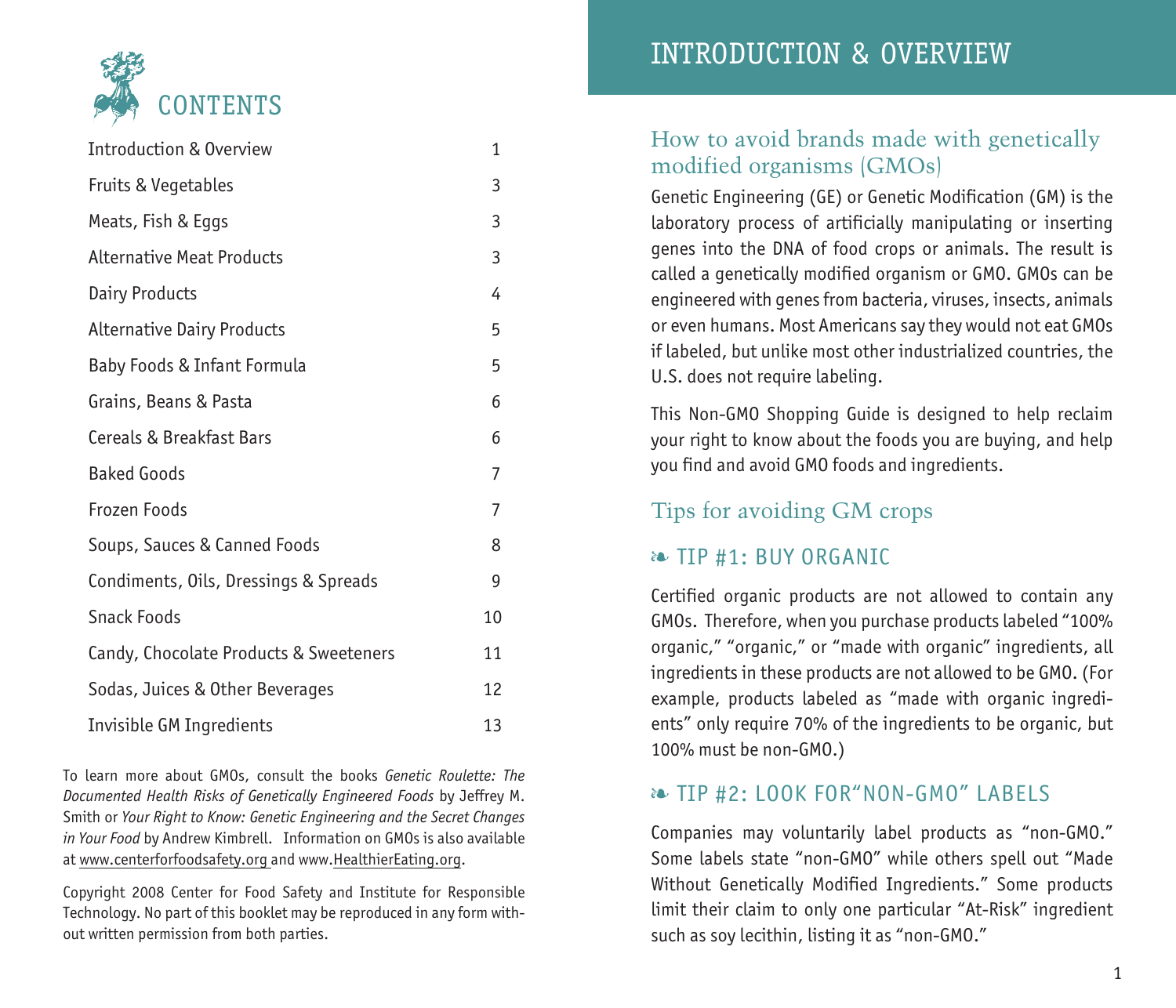# CONTENTS

| | |
|---|---|
| Introduction & Overview | 1 |
| Fruits & Vegetables | 3 |
| Meats, Fish & Eggs | 3 |
| Alternative Meat Products | 3 |
| Dairy Products | 4 |
| Alternative Dairy Products | 5 |
| Baby Foods & Infant Formula | 5 |
| Grains, Beans & Pasta | 6 |
| Cereals & Breakfast Bars | 6 |
| Baked Goods | 7 |
| Frozen Foods | 7 |
| Soups, Sauces & Canned Foods | 8 |
| Condiments, Oils, Dressings & Spreads | 9 |
| Snack Foods | 10 |
| Candy, Chocolate Products & Sweeteners | 11 |
| Sodas, Juices & Other Beverages | 12 |
| Invisible GM Ingredients | 13 |

To learn more about GMOs, consult the books *Genetic Roulette: The Documented Health Risks of Genetically Engineered Foods* by Jeffrey M. Smith or *Your Right to Know: Genetic Engineering and the Secret Changes in Your Food* by Andrew Kimbrell. Information on GMOs is also available at www.centerforfoodsafety.org and www.HealthierEating.org.

Copyright 2008 Center for Food Safety and Institute for Responsible Technology. No part of this booklet may be reproduced in any form without written permission from both parties.

# INTRODUCTION & OVERVIEW

## How to avoid brands made with genetically modified organisms (GMOs)

Genetic Engineering (GE) or Genetic Modification (GM) is the laboratory process of artificially manipulating or inserting genes into the DNA of food crops or animals. The result is called a genetically modified organism or GMO. GMOs can be engineered with genes from bacteria, viruses, insects, animals or even humans. Most Americans say they would not eat GMOs if labeled, but unlike most other industrialized countries, the U.S. does not require labeling.

This Non-GMO Shopping Guide is designed to help reclaim your right to know about the foods you are buying, and help you find and avoid GMO foods and ingredients.

## Tips for avoiding GM crops

### ❧ TIP #1: BUY ORGANIC

Certified organic products are not allowed to contain any GMOs. Therefore, when you purchase products labeled "100% organic," "organic," or "made with organic" ingredients, all ingredients in these products are not allowed to be GMO. (For example, products labeled as "made with organic ingredients" only require 70% of the ingredients to be organic, but 100% must be non-GMO.)

### ❧ TIP #2: LOOK FOR"NON-GMO" LABELS

Companies may voluntarily label products as "non-GMO." Some labels state "non-GMO" while others spell out "Made Without Genetically Modified Ingredients." Some products limit their claim to only one particular "At-Risk" ingredient such as soy lecithin, listing it as "non-GMO."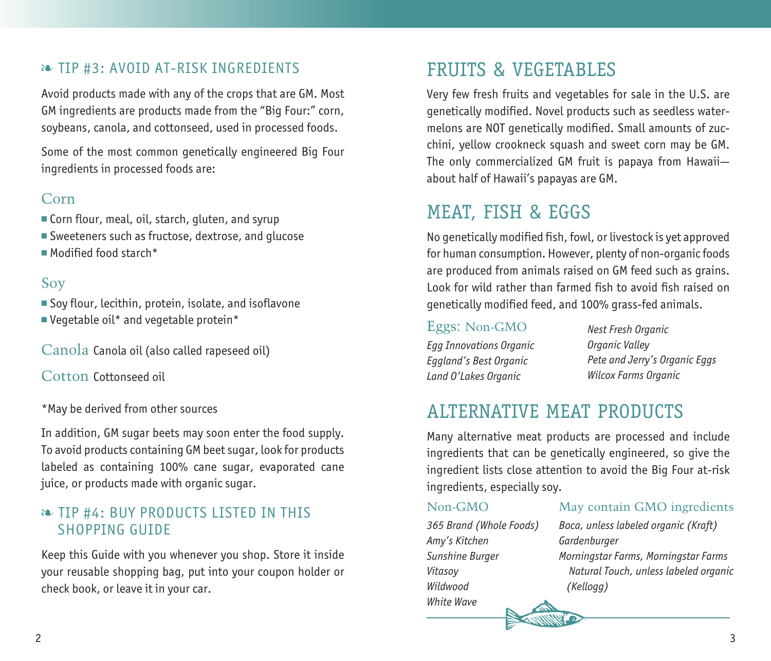## ❧ TIP #3: AVOID AT-RISK INGREDIENTS

Avoid products made with any of the crops that are GM. Most GM ingredients are products made from the "Big Four:" corn, soybeans, canola, and cottonseed, used in processed foods.

Some of the most common genetically engineered Big Four ingredients in processed foods are:

### Corn

- Corn flour, meal, oil, starch, gluten, and syrup
- Sweeteners such as fructose, dextrose, and glucose
- Modified food starch*

### Soy

- Soy flour, lecithin, protein, isolate, and isoflavone
- Vegetable oil* and vegetable protein*

### Canola

Canola oil (also called rapeseed oil)

### Cotton

Cottonseed oil

*May be derived from other sources

In addition, GM sugar beets may soon enter the food supply. To avoid products containing GM beet sugar, look for products labeled as containing 100% cane sugar, evaporated cane juice, or products made with organic sugar.

## ❧ TIP #4: BUY PRODUCTS LISTED IN THIS SHOPPING GUIDE

Keep this Guide with you whenever you shop. Store it inside your reusable shopping bag, put into your coupon holder or check book, or leave it in your car.

# FRUITS & VEGETABLES

Very few fresh fruits and vegetables for sale in the U.S. are genetically modified. Novel products such as seedless watermelons are NOT genetically modified. Small amounts of zucchini, yellow crookneck squash and sweet corn may be GM. The only commercialized GM fruit is papaya from Hawaii—about half of Hawaii's papayas are GM.

# MEAT, FISH & EGGS

No genetically modified fish, fowl, or livestock is yet approved for human consumption. However, plenty of non-organic foods are produced from animals raised on GM feed such as grains. Look for wild rather than farmed fish to avoid fish raised on genetically modified feed, and 100% grass-fed animals.

### Eggs: Non-GMO

*Egg Innovations Organic*
*Eggland's Best Organic*
*Land O'Lakes Organic*
*Nest Fresh Organic*
*Organic Valley*
*Pete and Jerry's Organic Eggs*
*Wilcox Farms Organic*

# ALTERNATIVE MEAT PRODUCTS

Many alternative meat products are processed and include ingredients that can be genetically engineered, so give the ingredient lists close attention to avoid the Big Four at-risk ingredients, especially soy.

### Non-GMO

*365 Brand (Whole Foods)*
*Amy's Kitchen*
*Sunshine Burger*
*Vitasoy*
*Wildwood*
*White Wave*

### May contain GMO ingredients

*Boca, unless labeled organic (Kraft)*
*Gardenburger*
*Morningstar Farms, Morningstar Farms Natural Touch, unless labeled organic (Kellogg)*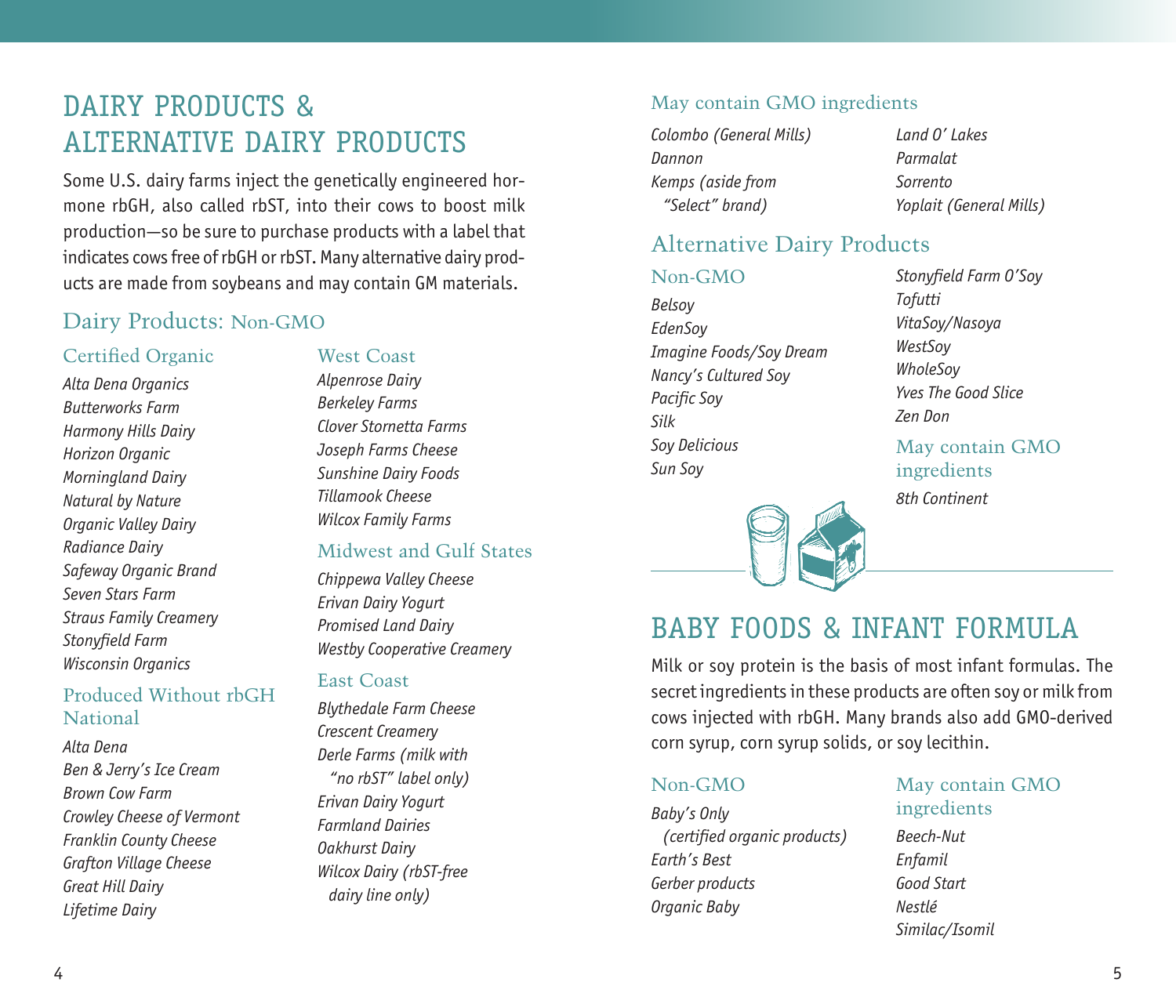# DAIRY PRODUCTS & ALTERNATIVE DAIRY PRODUCTS

Some U.S. dairy farms inject the genetically engineered hormone rbGH, also called rbST, into their cows to boost milk production—so be sure to purchase products with a label that indicates cows free of rbGH or rbST. Many alternative dairy products are made from soybeans and may contain GM materials.

## Dairy Products: Non-GMO

### Certified Organic

*Alta Dena Organics*
*Butterworks Farm*
*Harmony Hills Dairy*
*Horizon Organic*
*Morningland Dairy*
*Natural by Nature*
*Organic Valley Dairy*
*Radiance Dairy*
*Safeway Organic Brand*
*Seven Stars Farm*
*Straus Family Creamery*
*Stonyfield Farm*
*Wisconsin Organics*

### Produced Without rbGH National

*Alta Dena*
*Ben & Jerry's Ice Cream*
*Brown Cow Farm*
*Crowley Cheese of Vermont*
*Franklin County Cheese*
*Grafton Village Cheese*
*Great Hill Dairy*
*Lifetime Dairy*

### West Coast

*Alpenrose Dairy*
*Berkeley Farms*
*Clover Stornetta Farms*
*Joseph Farms Cheese*
*Sunshine Dairy Foods*
*Tillamook Cheese*
*Wilcox Family Farms*

### Midwest and Gulf States

*Chippewa Valley Cheese*
*Erivan Dairy Yogurt*
*Promised Land Dairy*
*Westby Cooperative Creamery*

### East Coast

*Blythedale Farm Cheese*
*Crescent Creamery*
*Derle Farms (milk with "no rbST" label only)*
*Erivan Dairy Yogurt*
*Farmland Dairies*
*Oakhurst Dairy*
*Wilcox Dairy (rbST-free dairy line only)*

### May contain GMO ingredients

*Colombo (General Mills)*
*Dannon*
*Kemps (aside from "Select" brand)*
*Land O' Lakes*
*Parmalat*
*Sorrento*
*Yoplait (General Mills)*

## Alternative Dairy Products

### Non-GMO

*Belsoy*
*EdenSoy*
*Imagine Foods/Soy Dream*
*Nancy's Cultured Soy*
*Pacific Soy*
*Silk*
*Soy Delicious*
*Sun Soy*
*Stonyfield Farm O'Soy*
*Tofutti*
*VitaSoy/Nasoya*
*WestSoy*
*WholeSoy*
*Yves The Good Slice*
*Zen Don*

### May contain GMO ingredients

*8th Continent*

# BABY FOODS & INFANT FORMULA

Milk or soy protein is the basis of most infant formulas. The secret ingredients in these products are often soy or milk from cows injected with rbGH. Many brands also add GMO-derived corn syrup, corn syrup solids, or soy lecithin.

### Non-GMO

*Baby's Only (certified organic products)*
*Earth's Best*
*Gerber products*
*Organic Baby*

### May contain GMO ingredients

*Beech-Nut*
*Enfamil*
*Good Start*
*Nestlé*
*Similac/Isomil*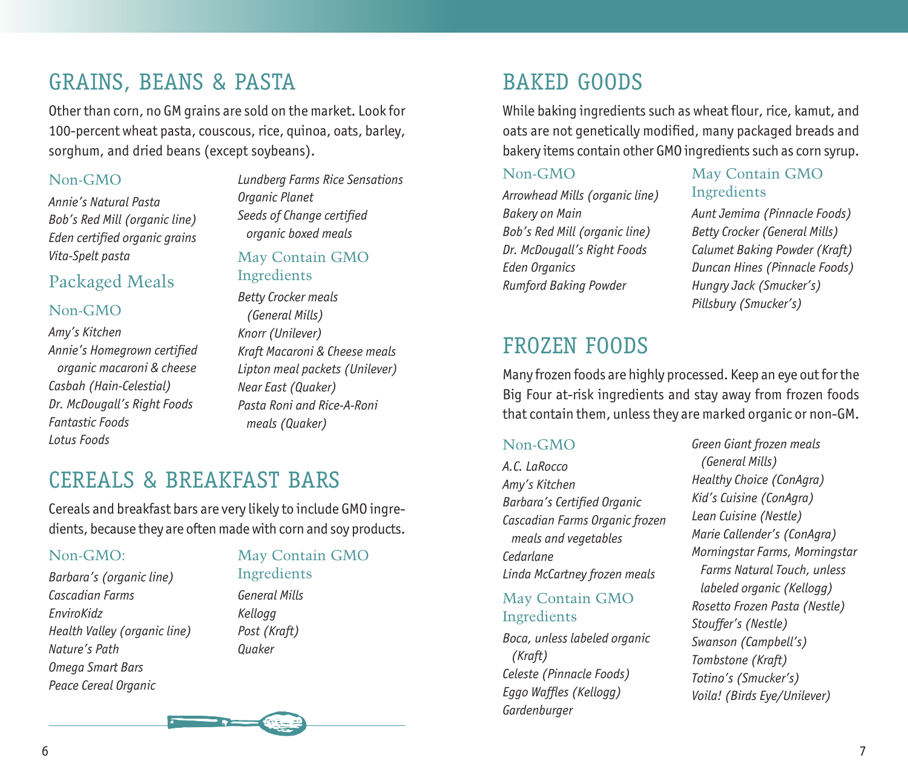## GRAINS, BEANS & PASTA

Other than corn, no GM grains are sold on the market. Look for 100-percent wheat pasta, couscous, rice, quinoa, oats, barley, sorghum, and dried beans (except soybeans).

### Non-GMO

*Annie's Natural Pasta*
*Bob's Red Mill (organic line)*
*Eden certified organic grains*
*Vita-Spelt pasta*

### Packaged Meals

#### Non-GMO

*Amy's Kitchen*
*Annie's Homegrown certified organic macaroni & cheese*
*Casbah (Hain-Celestial)*
*Dr. McDougall's Right Foods*
*Fantastic Foods*
*Lotus Foods*
*Lundberg Farms Rice Sensations*
*Organic Planet*
*Seeds of Change certified organic boxed meals*

#### May Contain GMO Ingredients

*Betty Crocker meals (General Mills)*
*Knorr (Unilever)*
*Kraft Macaroni & Cheese meals*
*Lipton meal packets (Unilever)*
*Near East (Quaker)*
*Pasta Roni and Rice-A-Roni meals (Quaker)*

## CEREALS & BREAKFAST BARS

Cereals and breakfast bars are very likely to include GMO ingredients, because they are often made with corn and soy products.

### Non-GMO:

*Barbara's (organic line)*
*Cascadian Farms*
*EnviroKidz*
*Health Valley (organic line)*
*Nature's Path*
*Omega Smart Bars*
*Peace Cereal Organic*

### May Contain GMO Ingredients

*General Mills*
*Kellogg*
*Post (Kraft)*
*Quaker*

## BAKED GOODS

While baking ingredients such as wheat flour, rice, kamut, and oats are not genetically modified, many packaged breads and bakery items contain other GMO ingredients such as corn syrup.

### Non-GMO

*Arrowhead Mills (organic line)*
*Bakery on Main*
*Bob's Red Mill (organic line)*
*Dr. McDougall's Right Foods*
*Eden Organics*
*Rumford Baking Powder*

### May Contain GMO Ingredients

*Aunt Jemima (Pinnacle Foods)*
*Betty Crocker (General Mills)*
*Calumet Baking Powder (Kraft)*
*Duncan Hines (Pinnacle Foods)*
*Hungry Jack (Smucker's)*
*Pillsbury (Smucker's)*

## FROZEN FOODS

Many frozen foods are highly processed. Keep an eye out for the Big Four at-risk ingredients and stay away from frozen foods that contain them, unless they are marked organic or non-GM.

### Non-GMO

*A.C. LaRocco*
*Amy's Kitchen*
*Barbara's Certified Organic*
*Cascadian Farms Organic frozen meals and vegetables*
*Cedarlane*
*Linda McCartney frozen meals*

### May Contain GMO Ingredients

*Boca, unless labeled organic (Kraft)*
*Celeste (Pinnacle Foods)*
*Eggo Waffles (Kellogg)*
*Gardenburger*
*Green Giant frozen meals (General Mills)*
*Healthy Choice (ConAgra)*
*Kid's Cuisine (ConAgra)*
*Lean Cuisine (Nestle)*
*Marie Callender's (ConAgra)*
*Morningstar Farms, Morningstar Farms Natural Touch, unless labeled organic (Kellogg)*
*Rosetto Frozen Pasta (Nestle)*
*Stouffer's (Nestle)*
*Swanson (Campbell's)*
*Tombstone (Kraft)*
*Totino's (Smucker's)*
*Voila! (Birds Eye/Unilever)*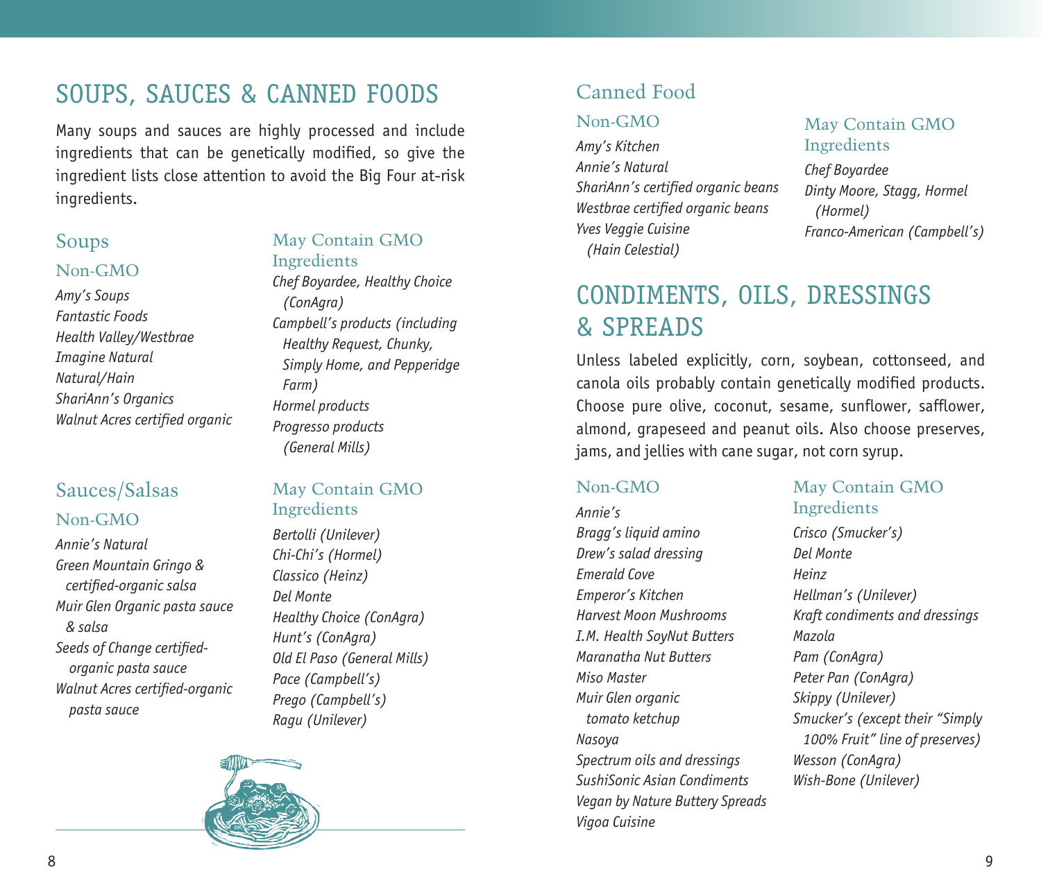# SOUPS, SAUCES & CANNED FOODS

Many soups and sauces are highly processed and include ingredients that can be genetically modified, so give the ingredient lists close attention to avoid the Big Four at-risk ingredients.

## Soups

### Non-GMO

*Amy's Soups*
*Fantastic Foods*
*Health Valley/Westbrae*
*Imagine Natural*
*Natural/Hain*
*ShariAnn's Organics*
*Walnut Acres certified organic*

### May Contain GMO Ingredients

*Chef Boyardee, Healthy Choice (ConAgra)*
*Campbell's products (including Healthy Request, Chunky, Simply Home, and Pepperidge Farm)*
*Hormel products*
*Progresso products (General Mills)*

## Sauces/Salsas

### Non-GMO

*Annie's Natural*
*Green Mountain Gringo & certified-organic salsa*
*Muir Glen Organic pasta sauce & salsa*
*Seeds of Change certified-organic pasta sauce*
*Walnut Acres certified-organic pasta sauce*

### May Contain GMO Ingredients

*Bertolli (Unilever)*
*Chi-Chi's (Hormel)*
*Classico (Heinz)*
*Del Monte*
*Healthy Choice (ConAgra)*
*Hunt's (ConAgra)*
*Old El Paso (General Mills)*
*Pace (Campbell's)*
*Prego (Campbell's)*
*Ragu (Unilever)*

## Canned Food

### Non-GMO

*Amy's Kitchen*
*Annie's Natural*
*ShariAnn's certified organic beans*
*Westbrae certified organic beans*
*Yves Veggie Cuisine (Hain Celestial)*

### May Contain GMO Ingredients

*Chef Boyardee*
*Dinty Moore, Stagg, Hormel (Hormel)*
*Franco-American (Campbell's)*

# CONDIMENTS, OILS, DRESSINGS & SPREADS

Unless labeled explicitly, corn, soybean, cottonseed, and canola oils probably contain genetically modified products. Choose pure olive, coconut, sesame, sunflower, safflower, almond, grapeseed and peanut oils. Also choose preserves, jams, and jellies with cane sugar, not corn syrup.

### Non-GMO

*Annie's*
*Bragg's liquid amino*
*Drew's salad dressing*
*Emerald Cove*
*Emperor's Kitchen*
*Harvest Moon Mushrooms*
*I.M. Health SoyNut Butters*
*Maranatha Nut Butters*
*Miso Master*
*Muir Glen organic tomato ketchup*
*Nasoya*
*Spectrum oils and dressings*
*SushiSonic Asian Condiments*
*Vegan by Nature Buttery Spreads*
*Vigoa Cuisine*

### May Contain GMO Ingredients

*Crisco (Smucker's)*
*Del Monte*
*Heinz*
*Hellman's (Unilever)*
*Kraft condiments and dressings*
*Mazola*
*Pam (ConAgra)*
*Peter Pan (ConAgra)*
*Skippy (Unilever)*
*Smucker's (except their "Simply 100% Fruit" line of preserves)*
*Wesson (ConAgra)*
*Wish-Bone (Unilever)*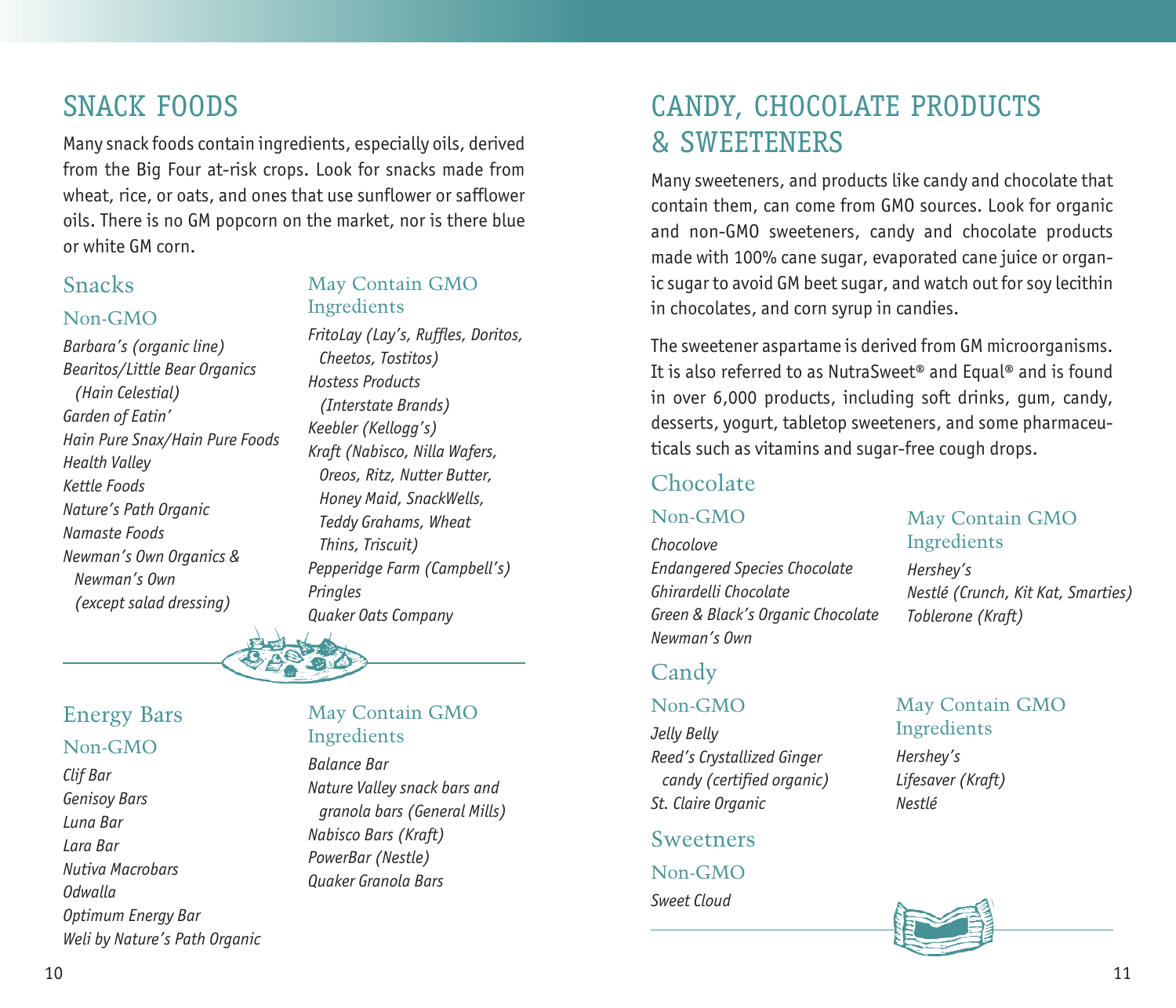# SNACK FOODS

Many snack foods contain ingredients, especially oils, derived from the Big Four at-risk crops. Look for snacks made from wheat, rice, or oats, and ones that use sunflower or safflower oils. There is no GM popcorn on the market, nor is there blue or white GM corn.

## Snacks

### Non-GMO

*Barbara's (organic line)*
*Bearitos/Little Bear Organics (Hain Celestial)*
*Garden of Eatin'*
*Hain Pure Snax/Hain Pure Foods*
*Health Valley*
*Kettle Foods*
*Nature's Path Organic*
*Namaste Foods*
*Newman's Own Organics & Newman's Own (except salad dressing)*

### May Contain GMO Ingredients

*FritoLay (Lay's, Ruffles, Doritos, Cheetos, Tostitos)*
*Hostess Products (Interstate Brands)*
*Keebler (Kellogg's)*
*Kraft (Nabisco, Nilla Wafers, Oreos, Ritz, Nutter Butter, Honey Maid, SnackWells, Teddy Grahams, Wheat Thins, Triscuit)*
*Pepperidge Farm (Campbell's)*
*Pringles*
*Quaker Oats Company*

## Energy Bars

### Non-GMO

*Clif Bar*
*Genisoy Bars*
*Luna Bar*
*Lara Bar*
*Nutiva Macrobars*
*Odwalla*
*Optimum Energy Bar*
*Weli by Nature's Path Organic*

### May Contain GMO Ingredients

*Balance Bar*
*Nature Valley snack bars and granola bars (General Mills)*
*Nabisco Bars (Kraft)*
*PowerBar (Nestle)*
*Quaker Granola Bars*

# CANDY, CHOCOLATE PRODUCTS & SWEETENERS

Many sweeteners, and products like candy and chocolate that contain them, can come from GMO sources. Look for organic and non-GMO sweeteners, candy and chocolate products made with 100% cane sugar, evaporated cane juice or organic sugar to avoid GM beet sugar, and watch out for soy lecithin in chocolates, and corn syrup in candies.

The sweetener aspartame is derived from GM microorganisms. It is also referred to as NutraSweet® and Equal® and is found in over 6,000 products, including soft drinks, gum, candy, desserts, yogurt, tabletop sweeteners, and some pharmaceuticals such as vitamins and sugar-free cough drops.

## Chocolate

### Non-GMO

*Chocolove*
*Endangered Species Chocolate*
*Ghirardelli Chocolate*
*Green & Black's Organic Chocolate*
*Newman's Own*

### May Contain GMO Ingredients

*Hershey's*
*Nestlé (Crunch, Kit Kat, Smarties)*
*Toblerone (Kraft)*

## Candy

### Non-GMO

*Jelly Belly*
*Reed's Crystallized Ginger candy (certified organic)*
*St. Claire Organic*

### May Contain GMO Ingredients

*Hershey's*
*Lifesaver (Kraft)*
*Nestlé*

## Sweeteners

### Non-GMO

*Sweet Cloud*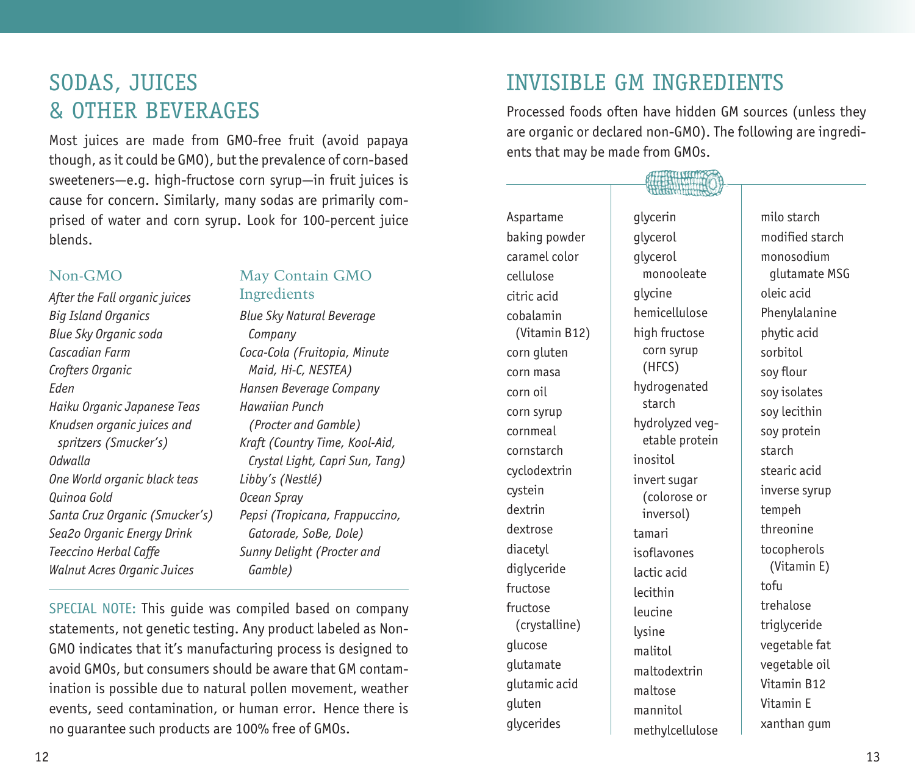## SODAS, JUICES & OTHER BEVERAGES

Most juices are made from GMO-free fruit (avoid papaya though, as it could be GMO), but the prevalence of corn-based sweeteners—e.g. high-fructose corn syrup—in fruit juices is cause for concern. Similarly, many sodas are primarily comprised of water and corn syrup. Look for 100-percent juice blends.

### Non-GMO

*After the Fall organic juices*
*Big Island Organics*
*Blue Sky Organic soda*
*Cascadian Farm*
*Crofters Organic*
*Eden*
*Haiku Organic Japanese Teas*
*Knudsen organic juices and spritzers (Smucker's)*
*Odwalla*
*One World organic black teas*
*Quinoa Gold*
*Santa Cruz Organic (Smucker's)*
*Sea2o Organic Energy Drink*
*Teeccino Herbal Caffe*
*Walnut Acres Organic Juices*

### May Contain GMO Ingredients

*Blue Sky Natural Beverage Company*
*Coca-Cola (Fruitopia, Minute Maid, Hi-C, NESTEA)*
*Hansen Beverage Company*
*Hawaiian Punch (Procter and Gamble)*
*Kraft (Country Time, Kool-Aid, Crystal Light, Capri Sun, Tang)*
*Libby's (Nestlé)*
*Ocean Spray*
*Pepsi (Tropicana, Frappuccino, Gatorade, SoBe, Dole)*
*Sunny Delight (Procter and Gamble)*

---

SPECIAL NOTE: This guide was compiled based on company statements, not genetic testing. Any product labeled as Non-GMO indicates that it's manufacturing process is designed to avoid GMOs, but consumers should be aware that GM contamination is possible due to natural pollen movement, weather events, seed contamination, or human error. Hence there is no guarantee such products are 100% free of GMOs.

## INVISIBLE GM INGREDIENTS

Processed foods often have hidden GM sources (unless they are organic or declared non-GMO). The following are ingredients that may be made from GMOs.

Aspartame
baking powder
caramel color
cellulose
citric acid
cobalamin (Vitamin B12)
corn gluten
corn masa
corn oil
corn syrup
cornmeal
cornstarch
cyclodextrin
cystein
dextrin
dextrose
diacetyl
diglyceride
fructose
fructose (crystalline)
glucose
glutamate
glutamic acid
gluten
glycerides
glycerin
glycerol
glycerol monooleate
glycine
hemicellulose
high fructose corn syrup (HFCS)
hydrogenated starch
hydrolyzed vegetable protein
inositol
invert sugar (colorose or inversol)
tamari
isoflavones
lactic acid
lecithin
leucine
lysine
malitol
maltodextrin
maltose
mannitol
methylcellulose
milo starch
modified starch
monosodium glutamate MSG
oleic acid
Phenylalanine
phytic acid
sorbitol
soy flour
soy isolates
soy lecithin
soy protein
starch
stearic acid
inverse syrup
tempeh
threonine
tocopherols (Vitamin E)
tofu
trehalose
triglyceride
vegetable fat
vegetable oil
Vitamin B12
Vitamin E
xanthan gum